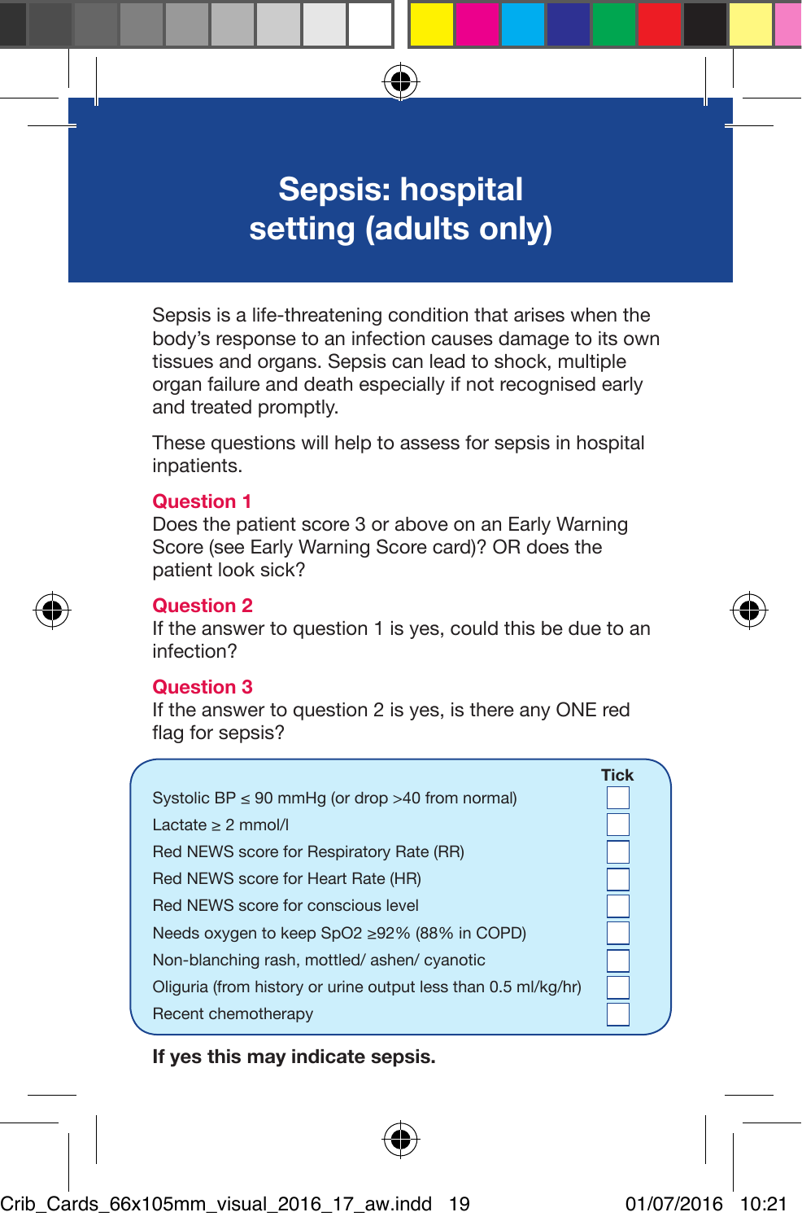# Sepsis: hospital setting (adults only)

Sepsis is a life-threatening condition that arises when the body's response to an infection causes damage to its own tissues and organs. Sepsis can lead to shock, multiple organ failure and death especially if not recognised early and treated promptly.

These questions will help to assess for sepsis in hospital inpatients.

**Question 1**
Does the patient score 3 or above on an Early Warning Score (see Early Warning Score card)? OR does the patient look sick?

**Question 2**
If the answer to question 1 is yes, could this be due to an infection?

**Question 3**
If the answer to question 2 is yes, is there any ONE red flag for sepsis?

| | Tick |
|---|---|
| Systolic BP ≤ 90 mmHg (or drop >40 from normal) | ☐ |
| Lactate ≥ 2 mmol/l | ☐ |
| Red NEWS score for Respiratory Rate (RR) | ☐ |
| Red NEWS score for Heart Rate (HR) | ☐ |
| Red NEWS score for conscious level | ☐ |
| Needs oxygen to keep SpO2 ≥92% (88% in COPD) | ☐ |
| Non-blanching rash, mottled/ ashen/ cyanotic | ☐ |
| Oliguria (from history or urine output less than 0.5 ml/kg/hr) | ☐ |
| Recent chemotherapy | ☐ |

**If yes this may indicate sepsis.**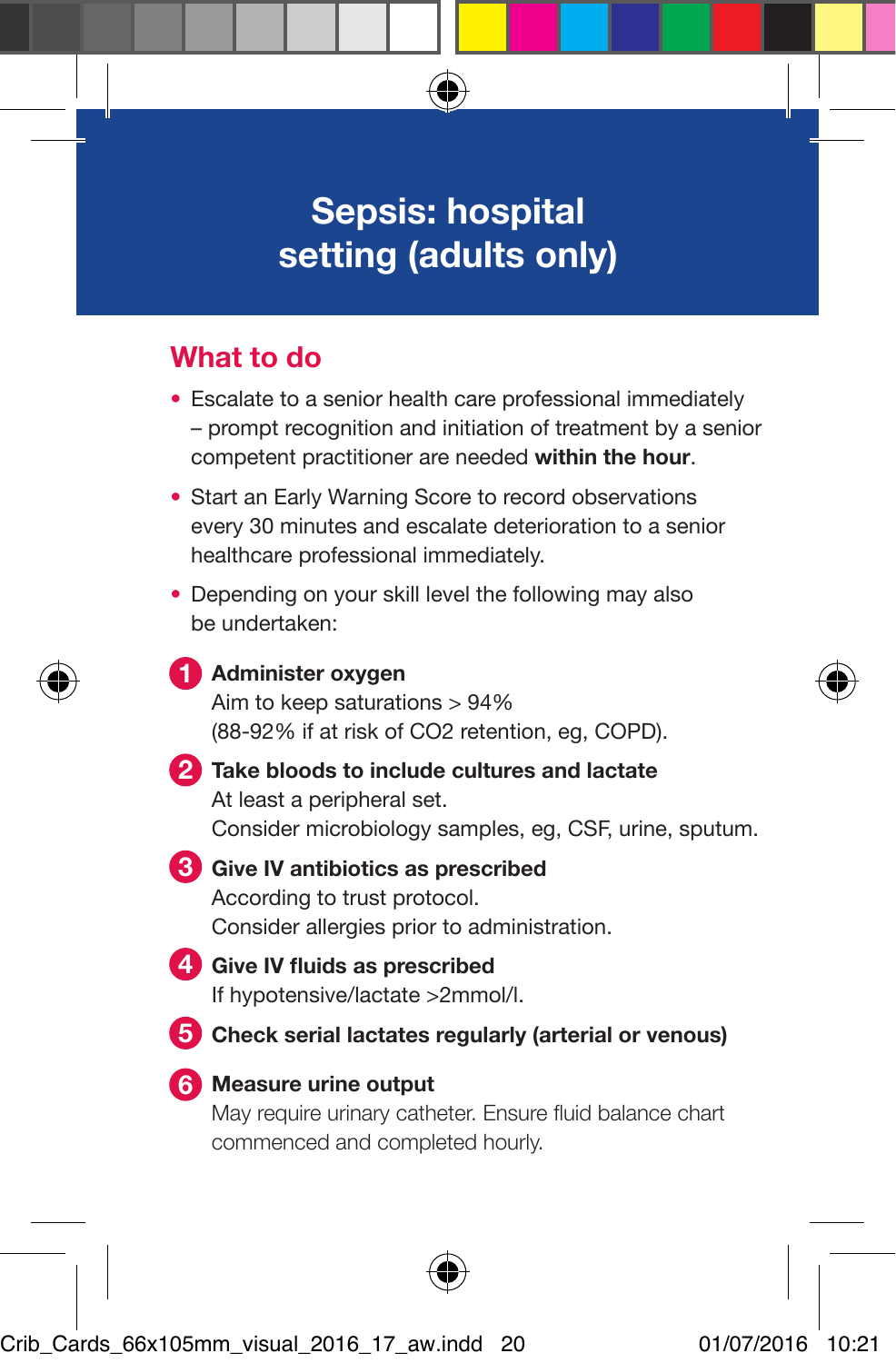# Sepsis: hospital setting (adults only)

## What to do

- Escalate to a senior health care professional immediately – prompt recognition and initiation of treatment by a senior competent practitioner are needed **within the hour**.
- Start an Early Warning Score to record observations every 30 minutes and escalate deterioration to a senior healthcare professional immediately.
- Depending on your skill level the following may also be undertaken:

1. **Administer oxygen**
   Aim to keep saturations > 94%
   (88-92% if at risk of $CO_2$ retention, eg, COPD).
2. **Take bloods to include cultures and lactate**
   At least a peripheral set.
   Consider microbiology samples, eg, CSF, urine, sputum.
3. **Give IV antibiotics as prescribed**
   According to trust protocol.
   Consider allergies prior to administration.
4. **Give IV fluids as prescribed**
   If hypotensive/lactate >2mmol/l.
5. **Check serial lactates regularly (arterial or venous)**
6. **Measure urine output**
   May require urinary catheter. Ensure fluid balance chart commenced and completed hourly.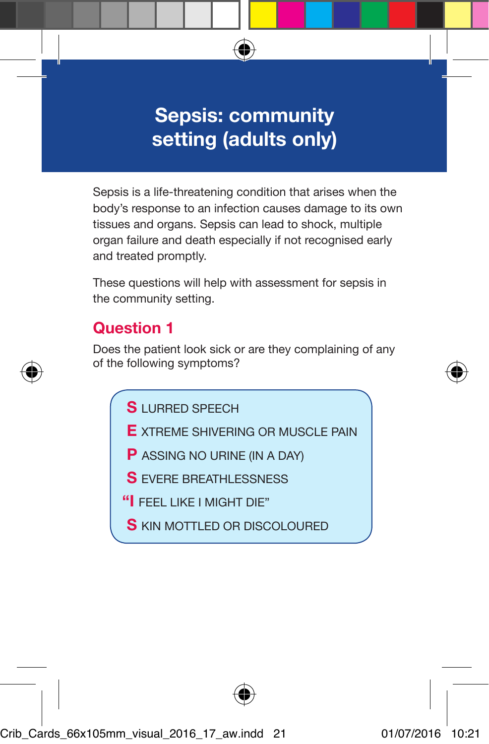# Sepsis: community setting (adults only)

Sepsis is a life-threatening condition that arises when the body's response to an infection causes damage to its own tissues and organs. Sepsis can lead to shock, multiple organ failure and death especially if not recognised early and treated promptly.

These questions will help with assessment for sepsis in the community setting.

## Question 1

Does the patient look sick or are they complaining of any of the following symptoms?

- **S** LURRED SPEECH
- **E** XTREME SHIVERING OR MUSCLE PAIN
- **P** ASSING NO URINE (IN A DAY)
- **S** EVERE BREATHLESSNESS
- **"I** FEEL LIKE I MIGHT DIE"
- **S** KIN MOTTLED OR DISCOLOURED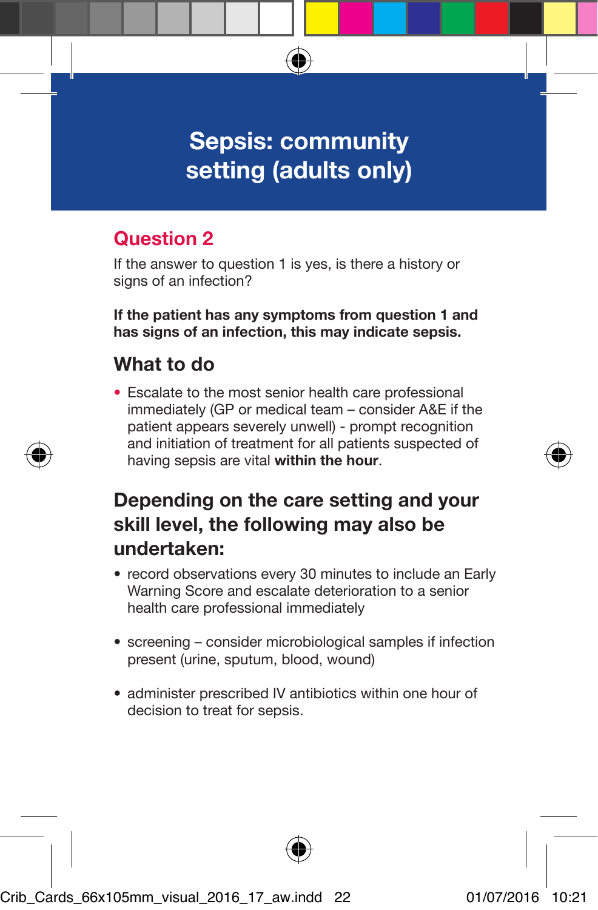# Sepsis: community setting (adults only)

## Question 2

If the answer to question 1 is yes, is there a history or signs of an infection?

**If the patient has any symptoms from question 1 and has signs of an infection, this may indicate sepsis.**

## What to do

- Escalate to the most senior health care professional immediately (GP or medical team – consider A&E if the patient appears severely unwell) - prompt recognition and initiation of treatment for all patients suspected of having sepsis are vital **within the hour**.

## Depending on the care setting and your skill level, the following may also be undertaken:

- record observations every 30 minutes to include an Early Warning Score and escalate deterioration to a senior health care professional immediately
- screening – consider microbiological samples if infection present (urine, sputum, blood, wound)
- administer prescribed IV antibiotics within one hour of decision to treat for sepsis.